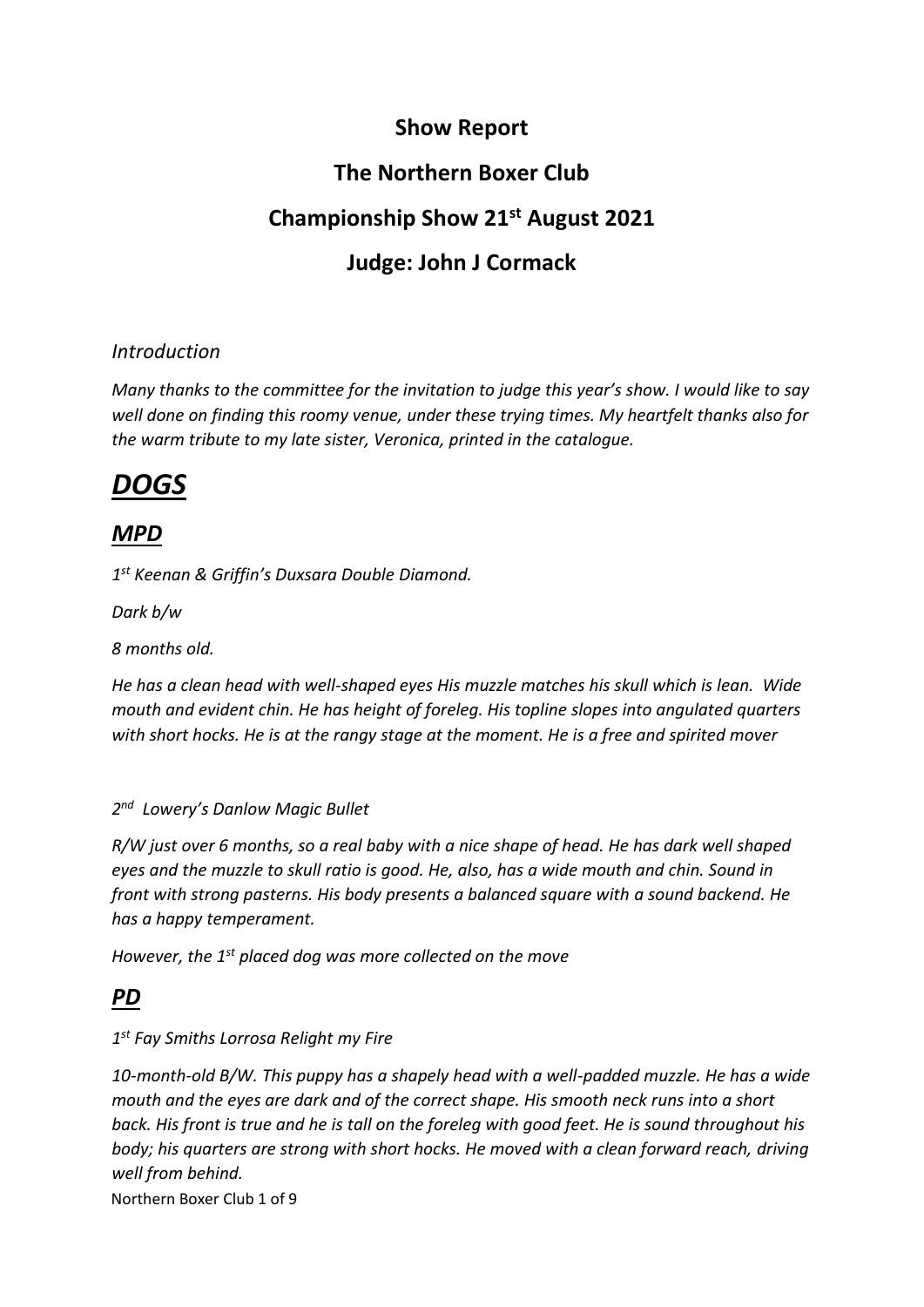# Show Report

# The Northern Boxer Club

# Championship Show 21st August 2021

# Judge: John J Cormack

### *Introduction*

*Many thanks to the committee for the invitation to judge this year's show. I would like to say well done on finding this roomy venue, under these trying times. My heartfelt thanks also for the warm tribute to my late sister, Veronica, printed in the catalogue.*

# ***DOGS***

## ***MPD***

*1st Keenan & Griffin's Duxsara Double Diamond.*

*Dark b/w*

*8 months old.*

*He has a clean head with well-shaped eyes His muzzle matches his skull which is lean. Wide mouth and evident chin. He has height of foreleg. His topline slopes into angulated quarters with short hocks. He is at the rangy stage at the moment. He is a free and spirited mover*

*2nd Lowery's Danlow Magic Bullet*

*R/W just over 6 months, so a real baby with a nice shape of head. He has dark well shaped eyes and the muzzle to skull ratio is good. He, also, has a wide mouth and chin. Sound in front with strong pasterns. His body presents a balanced square with a sound backend. He has a happy temperament.*

*However, the 1st placed dog was more collected on the move*

## ***PD***

*1st Fay Smiths Lorrosa Relight my Fire*

*10-month-old B/W. This puppy has a shapely head with a well-padded muzzle. He has a wide mouth and the eyes are dark and of the correct shape. His smooth neck runs into a short back. His front is true and he is tall on the foreleg with good feet. He is sound throughout his body; his quarters are strong with short hocks. He moved with a clean forward reach, driving well from behind.*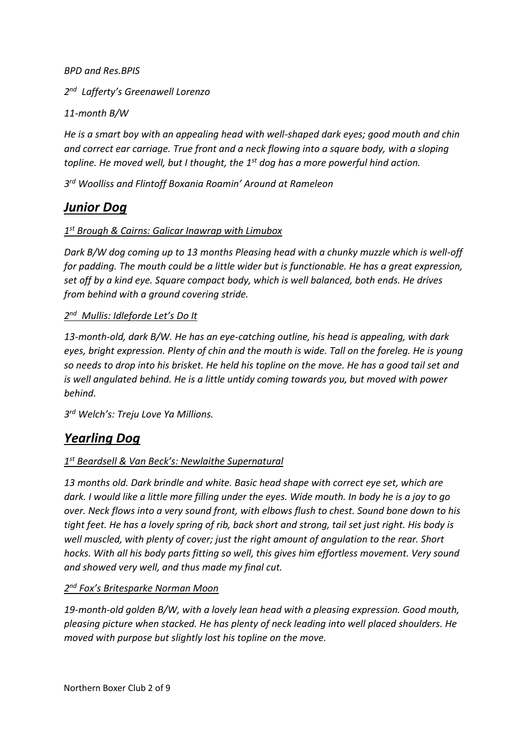*BPD and Res.BPIS*

*2nd Lafferty's Greenawell Lorenzo*

*11-month B/W*

*He is a smart boy with an appealing head with well-shaped dark eyes; good mouth and chin and correct ear carriage. True front and a neck flowing into a square body, with a sloping topline. He moved well, but I thought, the 1st dog has a more powerful hind action.*

*3rd Woolliss and Flintoff Boxania Roamin' Around at Rameleon*

## ***Junior Dog***

*1st Brough & Cairns: Galicar Inawrap with Limubox*

*Dark B/W dog coming up to 13 months Pleasing head with a chunky muzzle which is well-off for padding. The mouth could be a little wider but is functionable. He has a great expression, set off by a kind eye. Square compact body, which is well balanced, both ends. He drives from behind with a ground covering stride.*

*2nd Mullis: Idleforde Let's Do It*

*13-month-old, dark B/W. He has an eye-catching outline, his head is appealing, with dark eyes, bright expression. Plenty of chin and the mouth is wide. Tall on the foreleg. He is young so needs to drop into his brisket. He held his topline on the move. He has a good tail set and is well angulated behind. He is a little untidy coming towards you, but moved with power behind.*

*3rd Welch's: Treju Love Ya Millions.*

## ***Yearling Dog***

*1st Beardsell & Van Beck's: Newlaithe Supernatural*

*13 months old. Dark brindle and white. Basic head shape with correct eye set, which are dark. I would like a little more filling under the eyes. Wide mouth. In body he is a joy to go over. Neck flows into a very sound front, with elbows flush to chest. Sound bone down to his tight feet. He has a lovely spring of rib, back short and strong, tail set just right. His body is well muscled, with plenty of cover; just the right amount of angulation to the rear. Short hocks. With all his body parts fitting so well, this gives him effortless movement. Very sound and showed very well, and thus made my final cut.*

*2nd Fox's Britesparke Norman Moon*

*19-month-old golden B/W, with a lovely lean head with a pleasing expression. Good mouth, pleasing picture when stacked. He has plenty of neck leading into well placed shoulders. He moved with purpose but slightly lost his topline on the move.*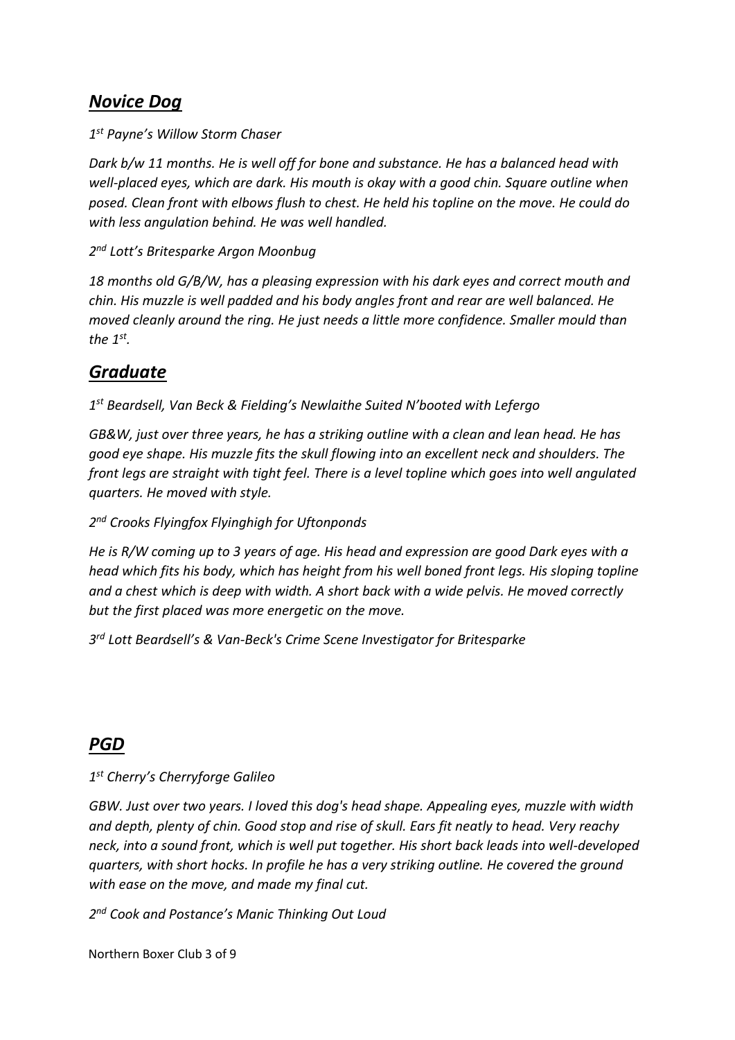## ***Novice Dog***

*1st Payne's Willow Storm Chaser*

*Dark b/w 11 months. He is well off for bone and substance. He has a balanced head with well-placed eyes, which are dark. His mouth is okay with a good chin. Square outline when posed. Clean front with elbows flush to chest. He held his topline on the move. He could do with less angulation behind. He was well handled.*

*2nd Lott's Britesparke Argon Moonbug*

*18 months old G/B/W, has a pleasing expression with his dark eyes and correct mouth and chin. His muzzle is well padded and his body angles front and rear are well balanced. He moved cleanly around the ring. He just needs a little more confidence. Smaller mould than the 1st.*

## ***Graduate***

*1st Beardsell, Van Beck & Fielding's Newlaithe Suited N'booted with Lefergo*

*GB&W, just over three years, he has a striking outline with a clean and lean head. He has good eye shape. His muzzle fits the skull flowing into an excellent neck and shoulders. The front legs are straight with tight feel. There is a level topline which goes into well angulated quarters. He moved with style.*

*2nd Crooks Flyingfox Flyinghigh for Uftonponds*

*He is R/W coming up to 3 years of age. His head and expression are good Dark eyes with a head which fits his body, which has height from his well boned front legs. His sloping topline and a chest which is deep with width. A short back with a wide pelvis. He moved correctly but the first placed was more energetic on the move.*

*3rd Lott Beardsell's & Van-Beck's Crime Scene Investigator for Britesparke*

## ***PGD***

*1st Cherry's Cherryforge Galileo*

*GBW. Just over two years. I loved this dog's head shape. Appealing eyes, muzzle with width and depth, plenty of chin. Good stop and rise of skull. Ears fit neatly to head. Very reachy neck, into a sound front, which is well put together. His short back leads into well-developed quarters, with short hocks. In profile he has a very striking outline. He covered the ground with ease on the move, and made my final cut.*

*2nd Cook and Postance's Manic Thinking Out Loud*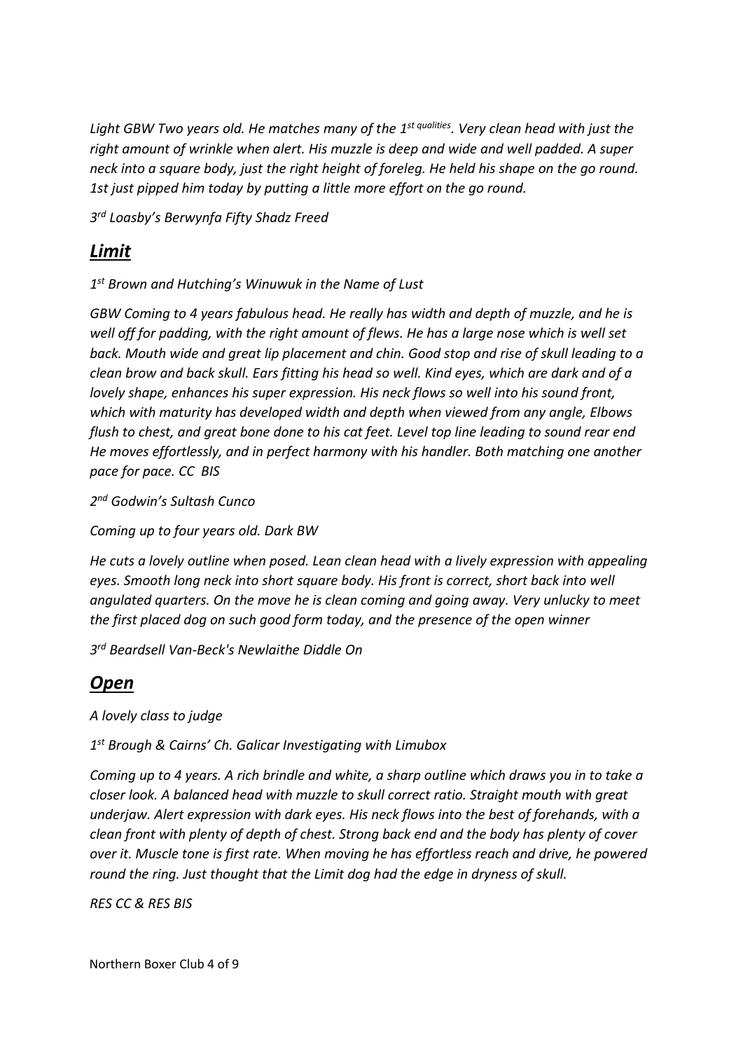*Light GBW Two years old. He matches many of the 1st qualities. Very clean head with just the right amount of wrinkle when alert. His muzzle is deep and wide and well padded. A super neck into a square body, just the right height of foreleg. He held his shape on the go round. 1st just pipped him today by putting a little more effort on the go round.*

*3rd Loasby's Berwynfa Fifty Shadz Freed*

## ***Limit***

*1st Brown and Hutching's Winuwuk in the Name of Lust*

*GBW Coming to 4 years fabulous head. He really has width and depth of muzzle, and he is well off for padding, with the right amount of flews. He has a large nose which is well set back. Mouth wide and great lip placement and chin. Good stop and rise of skull leading to a clean brow and back skull. Ears fitting his head so well. Kind eyes, which are dark and of a lovely shape, enhances his super expression. His neck flows so well into his sound front, which with maturity has developed width and depth when viewed from any angle, Elbows flush to chest, and great bone done to his cat feet. Level top line leading to sound rear end He moves effortlessly, and in perfect harmony with his handler. Both matching one another pace for pace. CC BIS*

*2nd Godwin's Sultash Cunco*

*Coming up to four years old. Dark BW*

*He cuts a lovely outline when posed. Lean clean head with a lively expression with appealing eyes. Smooth long neck into short square body. His front is correct, short back into well angulated quarters. On the move he is clean coming and going away. Very unlucky to meet the first placed dog on such good form today, and the presence of the open winner*

*3rd Beardsell Van-Beck's Newlaithe Diddle On*

## ***Open***

*A lovely class to judge*

*1st Brough & Cairns' Ch. Galicar Investigating with Limubox*

*Coming up to 4 years. A rich brindle and white, a sharp outline which draws you in to take a closer look. A balanced head with muzzle to skull correct ratio. Straight mouth with great underjaw. Alert expression with dark eyes. His neck flows into the best of forehands, with a clean front with plenty of depth of chest. Strong back end and the body has plenty of cover over it. Muscle tone is first rate. When moving he has effortless reach and drive, he powered round the ring. Just thought that the Limit dog had the edge in dryness of skull.*

*RES CC & RES BIS*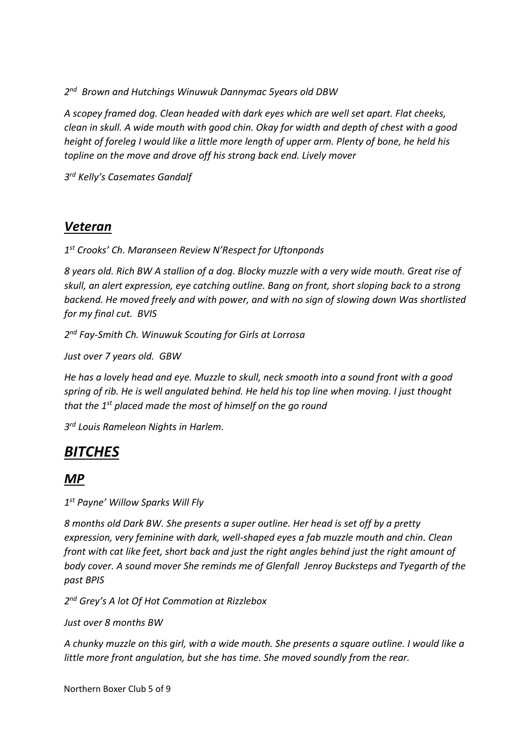*2nd Brown and Hutchings Winuwuk Dannymac 5years old DBW*

*A scopey framed dog. Clean headed with dark eyes which are well set apart. Flat cheeks, clean in skull. A wide mouth with good chin. Okay for width and depth of chest with a good height of foreleg I would like a little more length of upper arm. Plenty of bone, he held his topline on the move and drove off his strong back end. Lively mover*

*3rd Kelly's Casemates Gandalf*

## ***Veteran***

*1st Crooks' Ch. Maranseen Review N'Respect for Uftonponds*

*8 years old. Rich BW A stallion of a dog. Blocky muzzle with a very wide mouth. Great rise of skull, an alert expression, eye catching outline. Bang on front, short sloping back to a strong backend. He moved freely and with power, and with no sign of slowing down Was shortlisted for my final cut. BVIS*

*2nd Fay-Smith Ch. Winuwuk Scouting for Girls at Lorrosa*

*Just over 7 years old. GBW*

*He has a lovely head and eye. Muzzle to skull, neck smooth into a sound front with a good spring of rib. He is well angulated behind. He held his top line when moving. I just thought that the 1st placed made the most of himself on the go round*

*3rd Louis Rameleon Nights in Harlem.*

# ***BITCHES***

## ***MP***

*1st Payne' Willow Sparks Will Fly*

*8 months old Dark BW. She presents a super outline. Her head is set off by a pretty expression, very feminine with dark, well-shaped eyes a fab muzzle mouth and chin. Clean front with cat like feet, short back and just the right angles behind just the right amount of body cover. A sound mover She reminds me of Glenfall Jenroy Bucksteps and Tyegarth of the past BPIS*

*2nd Grey's A lot Of Hot Commotion at Rizzlebox*

*Just over 8 months BW*

*A chunky muzzle on this girl, with a wide mouth. She presents a square outline. I would like a little more front angulation, but she has time. She moved soundly from the rear.*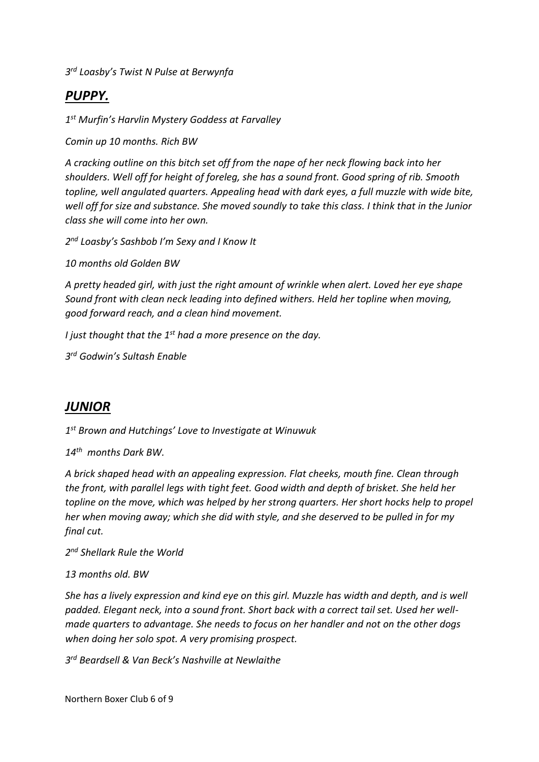*3rd Loasby's Twist N Pulse at Berwynfa*

## ***PUPPY.***

*1st Murfin's Harvlin Mystery Goddess at Farvalley*

*Comin up 10 months. Rich BW*

*A cracking outline on this bitch set off from the nape of her neck flowing back into her shoulders. Well off for height of foreleg, she has a sound front. Good spring of rib. Smooth topline, well angulated quarters. Appealing head with dark eyes, a full muzzle with wide bite, well off for size and substance. She moved soundly to take this class. I think that in the Junior class she will come into her own.*

*2nd Loasby's Sashbob I'm Sexy and I Know It*

*10 months old Golden BW*

*A pretty headed girl, with just the right amount of wrinkle when alert. Loved her eye shape Sound front with clean neck leading into defined withers. Held her topline when moving, good forward reach, and a clean hind movement.*

*I just thought that the 1st had a more presence on the day.*

*3rd Godwin's Sultash Enable*

## ***JUNIOR***

*1st Brown and Hutchings' Love to Investigate at Winuwuk*

*14th months Dark BW.*

*A brick shaped head with an appealing expression. Flat cheeks, mouth fine. Clean through the front, with parallel legs with tight feet. Good width and depth of brisket. She held her topline on the move, which was helped by her strong quarters. Her short hocks help to propel her when moving away; which she did with style, and she deserved to be pulled in for my final cut.*

*2nd Shellark Rule the World*

*13 months old. BW*

*She has a lively expression and kind eye on this girl. Muzzle has width and depth, and is well padded. Elegant neck, into a sound front. Short back with a correct tail set. Used her well-made quarters to advantage. She needs to focus on her handler and not on the other dogs when doing her solo spot. A very promising prospect.*

*3rd Beardsell & Van Beck's Nashville at Newlaithe*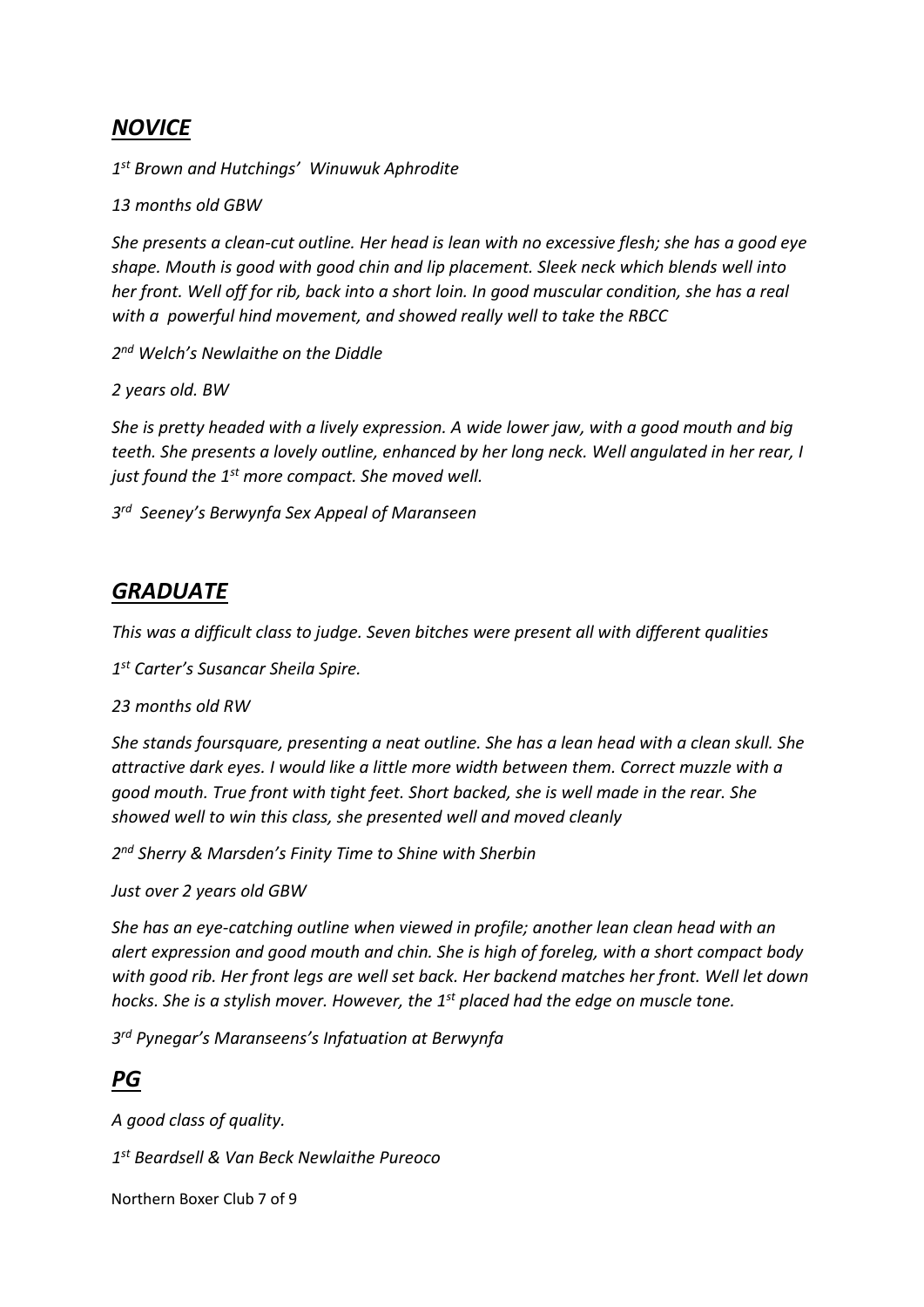## *NOVICE*

*1st Brown and Hutchings' Winuwuk Aphrodite*

*13 months old GBW*

*She presents a clean-cut outline. Her head is lean with no excessive flesh; she has a good eye shape. Mouth is good with good chin and lip placement. Sleek neck which blends well into her front. Well off for rib, back into a short loin. In good muscular condition, she has a real with a powerful hind movement, and showed really well to take the RBCC*

*2nd Welch's Newlaithe on the Diddle*

*2 years old. BW*

*She is pretty headed with a lively expression. A wide lower jaw, with a good mouth and big teeth. She presents a lovely outline, enhanced by her long neck. Well angulated in her rear, I just found the 1st more compact. She moved well.*

*3rd Seeney's Berwynfa Sex Appeal of Maranseen*

## *GRADUATE*

*This was a difficult class to judge. Seven bitches were present all with different qualities*

*1st Carter's Susancar Sheila Spire.*

*23 months old RW*

*She stands foursquare, presenting a neat outline. She has a lean head with a clean skull. She attractive dark eyes. I would like a little more width between them. Correct muzzle with a good mouth. True front with tight feet. Short backed, she is well made in the rear. She showed well to win this class, she presented well and moved cleanly*

*2nd Sherry & Marsden's Finity Time to Shine with Sherbin*

*Just over 2 years old GBW*

*She has an eye-catching outline when viewed in profile; another lean clean head with an alert expression and good mouth and chin. She is high of foreleg, with a short compact body with good rib. Her front legs are well set back. Her backend matches her front. Well let down hocks. She is a stylish mover. However, the 1st placed had the edge on muscle tone.*

*3rd Pynegar's Maranseens's Infatuation at Berwynfa*

## *PG*

*A good class of quality.*

*1st Beardsell & Van Beck Newlaithe Pureoco*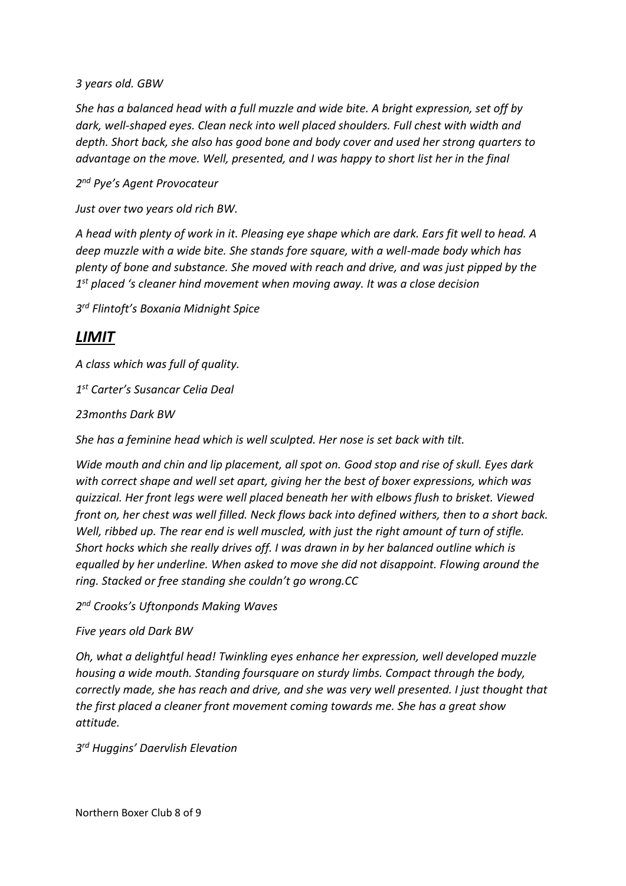*3 years old. GBW*

*She has a balanced head with a full muzzle and wide bite. A bright expression, set off by dark, well-shaped eyes. Clean neck into well placed shoulders. Full chest with width and depth. Short back, she also has good bone and body cover and used her strong quarters to advantage on the move. Well, presented, and I was happy to short list her in the final*

*2nd Pye's Agent Provocateur*

*Just over two years old rich BW.*

*A head with plenty of work in it. Pleasing eye shape which are dark. Ears fit well to head. A deep muzzle with a wide bite. She stands fore square, with a well-made body which has plenty of bone and substance. She moved with reach and drive, and was just pipped by the 1st placed 's cleaner hind movement when moving away. It was a close decision*

*3rd Flintoft's Boxania Midnight Spice*

## ***LIMIT***

*A class which was full of quality.*

*1st Carter's Susancar Celia Deal*

*23months Dark BW*

*She has a feminine head which is well sculpted. Her nose is set back with tilt.*

*Wide mouth and chin and lip placement, all spot on. Good stop and rise of skull. Eyes dark with correct shape and well set apart, giving her the best of boxer expressions, which was quizzical. Her front legs were well placed beneath her with elbows flush to brisket. Viewed front on, her chest was well filled. Neck flows back into defined withers, then to a short back. Well, ribbed up. The rear end is well muscled, with just the right amount of turn of stifle. Short hocks which she really drives off. I was drawn in by her balanced outline which is equalled by her underline. When asked to move she did not disappoint. Flowing around the ring. Stacked or free standing she couldn't go wrong.CC*

*2nd Crooks's Uftonponds Making Waves*

*Five years old Dark BW*

*Oh, what a delightful head! Twinkling eyes enhance her expression, well developed muzzle housing a wide mouth. Standing foursquare on sturdy limbs. Compact through the body, correctly made, she has reach and drive, and she was very well presented. I just thought that the first placed a cleaner front movement coming towards me. She has a great show attitude.*

*3rd Huggins' Daervlish Elevation*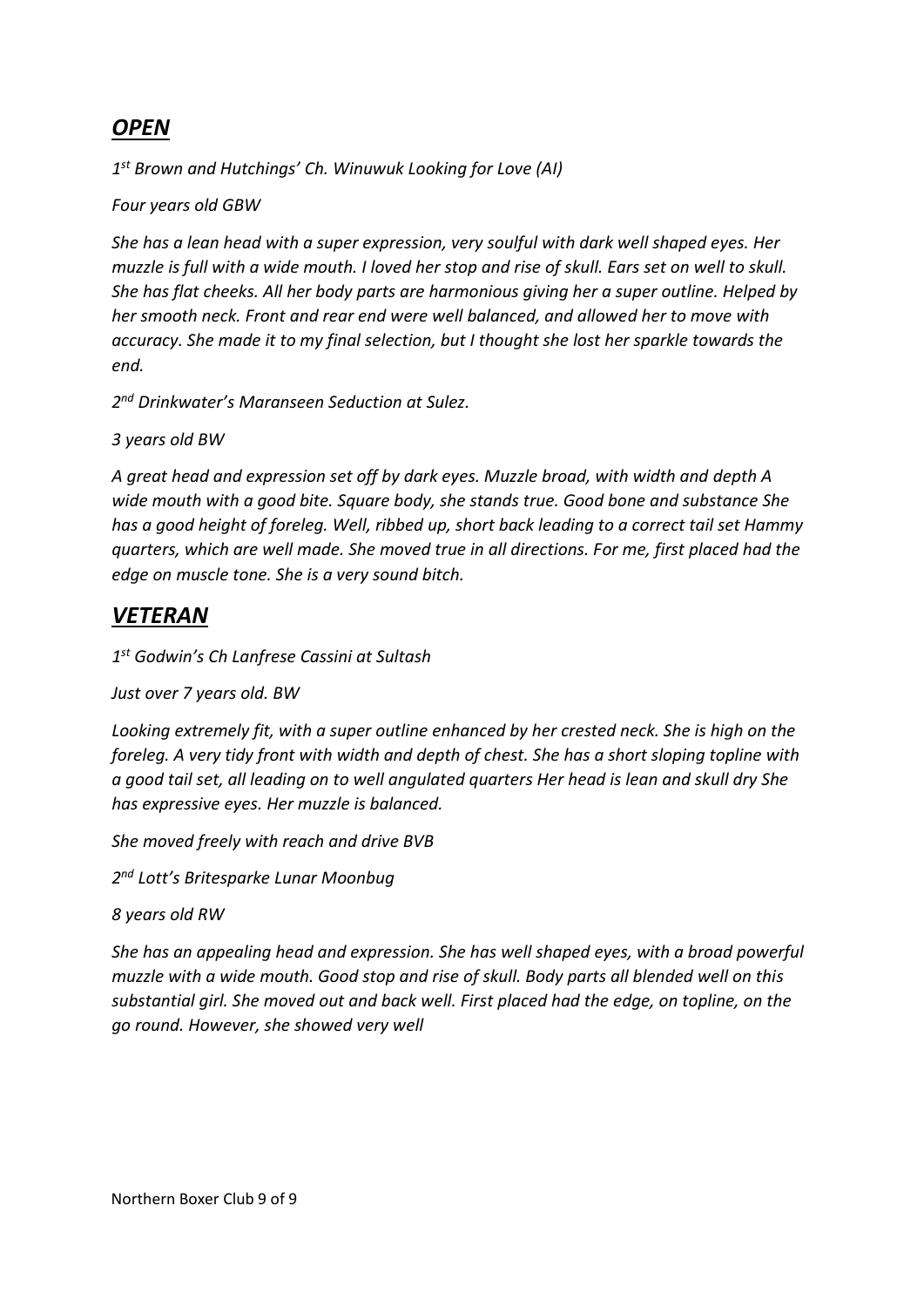## *OPEN*

*1st Brown and Hutchings' Ch. Winuwuk Looking for Love (AI)*

*Four years old GBW*

*She has a lean head with a super expression, very soulful with dark well shaped eyes. Her muzzle is full with a wide mouth. I loved her stop and rise of skull. Ears set on well to skull. She has flat cheeks. All her body parts are harmonious giving her a super outline. Helped by her smooth neck. Front and rear end were well balanced, and allowed her to move with accuracy. She made it to my final selection, but I thought she lost her sparkle towards the end.*

*2nd Drinkwater's Maranseen Seduction at Sulez.*

*3 years old BW*

*A great head and expression set off by dark eyes. Muzzle broad, with width and depth A wide mouth with a good bite. Square body, she stands true. Good bone and substance She has a good height of foreleg. Well, ribbed up, short back leading to a correct tail set Hammy quarters, which are well made. She moved true in all directions. For me, first placed had the edge on muscle tone. She is a very sound bitch.*

## *VETERAN*

*1st Godwin's Ch Lanfrese Cassini at Sultash*

*Just over 7 years old. BW*

*Looking extremely fit, with a super outline enhanced by her crested neck. She is high on the foreleg. A very tidy front with width and depth of chest. She has a short sloping topline with a good tail set, all leading on to well angulated quarters Her head is lean and skull dry She has expressive eyes. Her muzzle is balanced.*

*She moved freely with reach and drive BVB*

*2nd Lott's Britesparke Lunar Moonbug*

*8 years old RW*

*She has an appealing head and expression. She has well shaped eyes, with a broad powerful muzzle with a wide mouth. Good stop and rise of skull. Body parts all blended well on this substantial girl. She moved out and back well. First placed had the edge, on topline, on the go round. However, she showed very well*